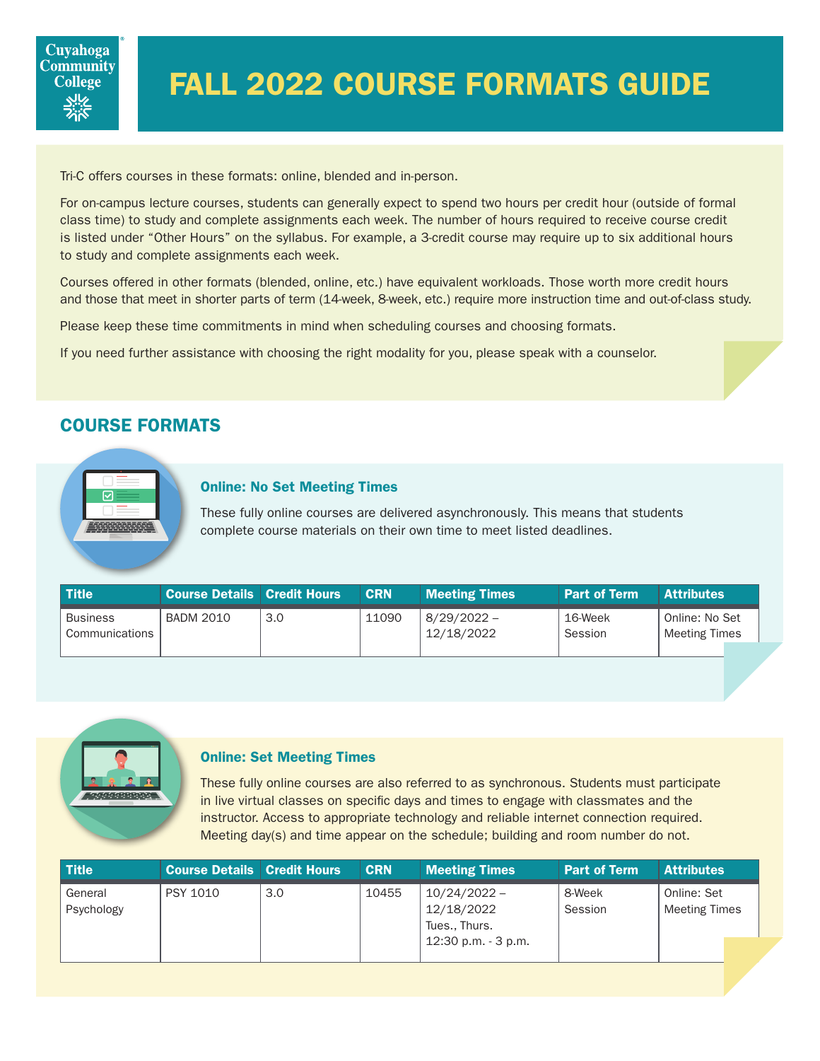Cuyahoga Community College

# FALL 2022 COURSE FORMATS GUIDE

Tri-C offers courses in these formats: online, blended and in-person.

For on-campus lecture courses, students can generally expect to spend two hours per credit hour (outside of formal class time) to study and complete assignments each week. The number of hours required to receive course credit is listed under "Other Hours" on the syllabus. For example, a 3-credit course may require up to six additional hours to study and complete assignments each week.

Courses offered in other formats (blended, online, etc.) have equivalent workloads. Those worth more credit hours and those that meet in shorter parts of term (14-week, 8-week, etc.) require more instruction time and out-of-class study.

Please keep these time commitments in mind when scheduling courses and choosing formats.

If you need further assistance with choosing the right modality for you, please speak with a counselor.

## COURSE FORMATS

### Online: No Set Meeting Times

These fully online courses are delivered asynchronously. This means that students complete course materials on their own time to meet listed deadlines.

| Title | Course Details | Credit Hours | CRN | Meeting Times | Part of Term | Attributes |
|---|---|---|---|---|---|---|
| Business Communications | BADM 2010 | 3.0 | 11090 | 8/29/2022 – 12/18/2022 | 16-Week Session | Online: No Set Meeting Times |

### Online: Set Meeting Times

These fully online courses are also referred to as synchronous. Students must participate in live virtual classes on specific days and times to engage with classmates and the instructor. Access to appropriate technology and reliable internet connection required. Meeting day(s) and time appear on the schedule; building and room number do not.

| Title | Course Details | Credit Hours | CRN | Meeting Times | Part of Term | Attributes |
|---|---|---|---|---|---|---|
| General Psychology | PSY 1010 | 3.0 | 10455 | 10/24/2022 – 12/18/2022 Tues., Thurs. 12:30 p.m. - 3 p.m. | 8-Week Session | Online: Set Meeting Times |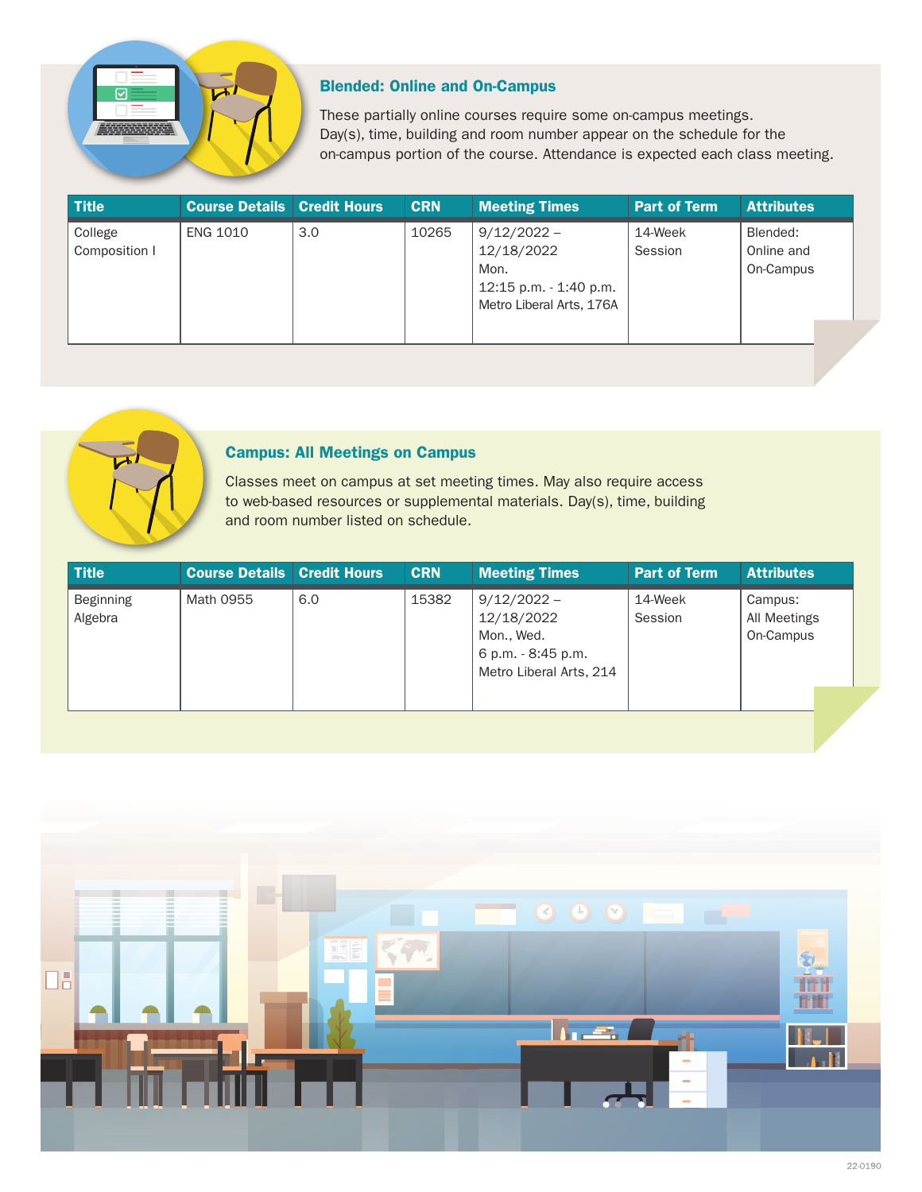## Blended: Online and On-Campus

These partially online courses require some on-campus meetings. Day(s), time, building and room number appear on the schedule for the on-campus portion of the course. Attendance is expected each class meeting.

| Title | Course Details | Credit Hours | CRN | Meeting Times | Part of Term | Attributes |
|---|---|---|---|---|---|---|
| College Composition I | ENG 1010 | 3.0 | 10265 | 9/12/2022 – 12/18/2022 Mon. 12:15 p.m. - 1:40 p.m. Metro Liberal Arts, 176A | 14-Week Session | Blended: Online and On-Campus |

## Campus: All Meetings on Campus

Classes meet on campus at set meeting times. May also require access to web-based resources or supplemental materials. Day(s), time, building and room number listed on schedule.

| Title | Course Details | Credit Hours | CRN | Meeting Times | Part of Term | Attributes |
|---|---|---|---|---|---|---|
| Beginning Algebra | Math 0955 | 6.0 | 15382 | 9/12/2022 – 12/18/2022 Mon., Wed. 6 p.m. - 8:45 p.m. Metro Liberal Arts, 214 | 14-Week Session | Campus: All Meetings On-Campus |

22-0190